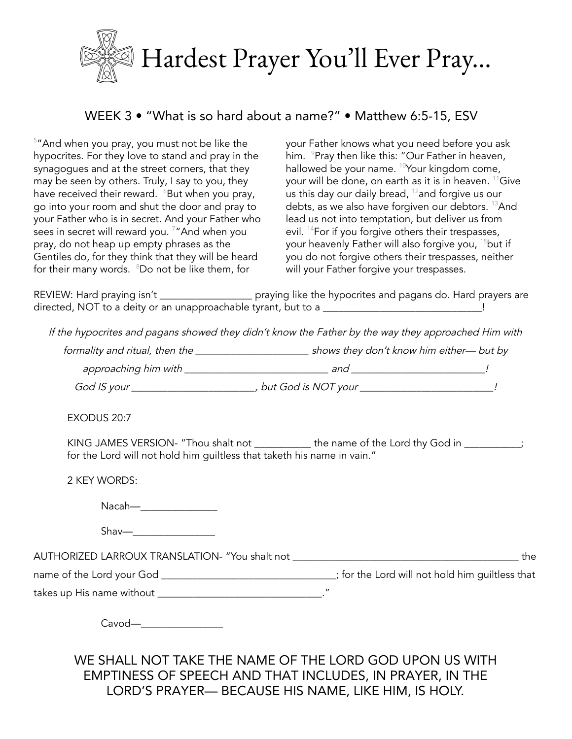# Hardest Prayer You'll Ever Pray...

## WEEK 3 • "What is so hard about a name?" • Matthew 6:5-15, ESV

[5]"And when you pray, you must not be like the hypocrites. For they love to stand and pray in the synagogues and at the street corners, that they may be seen by others. Truly, I say to you, they have received their reward. [6]But when you pray, go into your room and shut the door and pray to your Father who is in secret. And your Father who sees in secret will reward you. [7]"And when you pray, do not heap up empty phrases as the Gentiles do, for they think that they will be heard for their many words. [8]Do not be like them, for your Father knows what you need before you ask him. [9]Pray then like this: "Our Father in heaven, hallowed be your name. [10]Your kingdom come, your will be done, on earth as it is in heaven. [11]Give us this day our daily bread, [12]and forgive us our debts, as we also have forgiven our debtors. [13]And lead us not into temptation, but deliver us from evil. [14]For if you forgive others their trespasses, your heavenly Father will also forgive you, [15]but if you do not forgive others their trespasses, neither will your Father forgive your trespasses.

REVIEW: Hard praying isn't _________________ praying like the hypocrites and pagans do. Hard prayers are directed, NOT to a deity or an unapproachable tyrant, but to a ______________________________!

*If the hypocrites and pagans showed they didn't know the Father by the way they approached Him with formality and ritual, then the _____________________ shows they don't know him either— but by approaching him with ___________________________ and _________________________!*

*God IS your _______________________, but God is NOT your _________________________!*

EXODUS 20:7

KING JAMES VERSION- "Thou shalt not ___________ the name of the Lord thy God in ___________; for the Lord will not hold him guiltless that taketh his name in vain."

2 KEY WORDS:

Nacah—_______________

Shav—________________

AUTHORIZED LARROUX TRANSLATION- "You shalt not _____________________________________________ the name of the Lord your God _________________________________; for the Lord will not hold him guiltless that takes up His name without _______________________________."

Cavod—________________

WE SHALL NOT TAKE THE NAME OF THE LORD GOD UPON US WITH EMPTINESS OF SPEECH AND THAT INCLUDES, IN PRAYER, IN THE LORD'S PRAYER— BECAUSE HIS NAME, LIKE HIM, IS HOLY.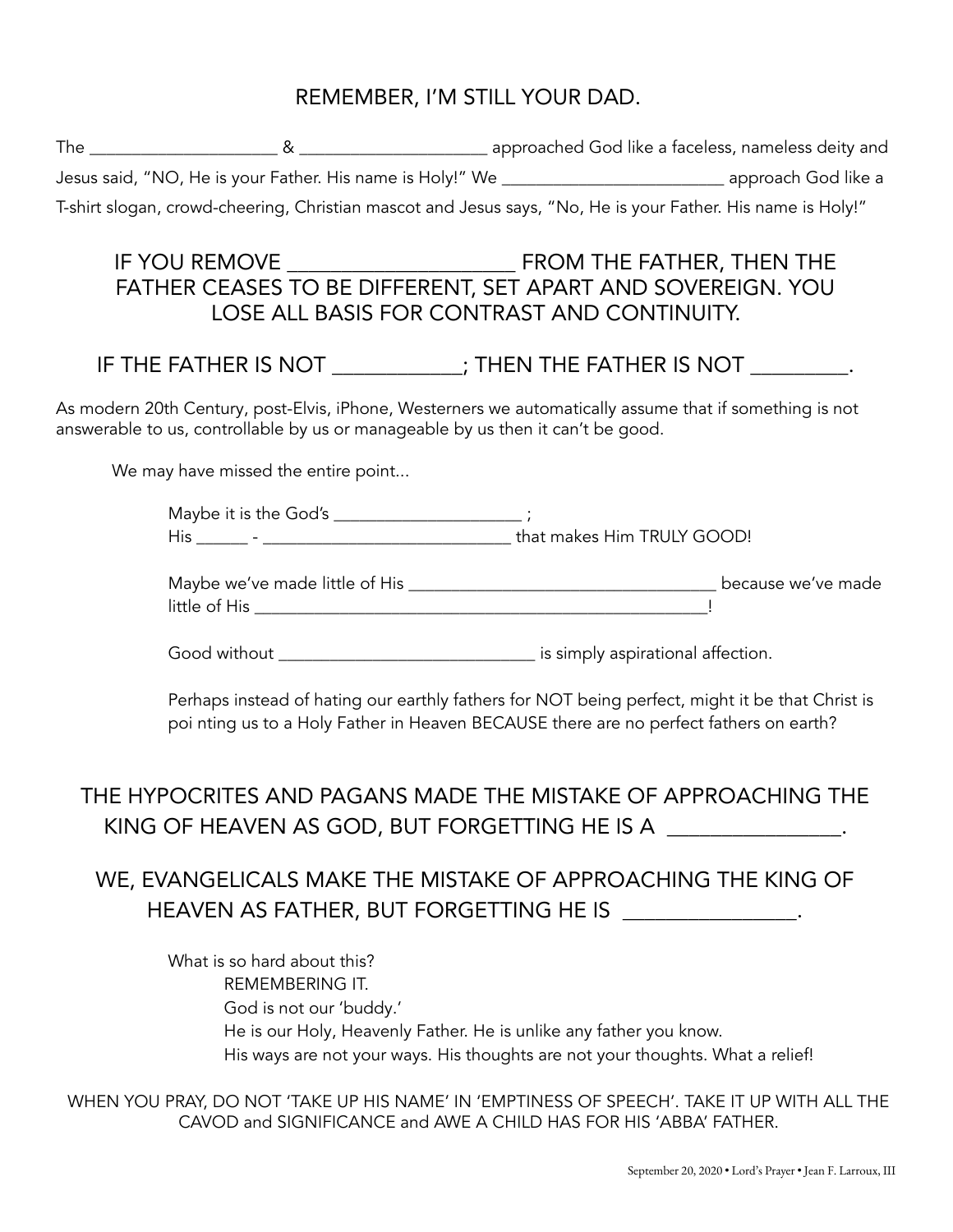## REMEMBER, I'M STILL YOUR DAD.

The _____________________ & _____________________ approached God like a faceless, nameless deity and Jesus said, "NO, He is your Father. His name is Holy!" We _________________________ approach God like a T-shirt slogan, crowd-cheering, Christian mascot and Jesus says, "No, He is your Father. His name is Holy!"

### IF YOU REMOVE _____________________ FROM THE FATHER, THEN THE FATHER CEASES TO BE DIFFERENT, SET APART AND SOVEREIGN. YOU LOSE ALL BASIS FOR CONTRAST AND CONTINUITY.

### IF THE FATHER IS NOT ___________; THEN THE FATHER IS NOT _________.

As modern 20th Century, post-Elvis, iPhone, Westerners we automatically assume that if something is not answerable to us, controllable by us or manageable by us then it can't be good.

We may have missed the entire point...

Maybe it is the God's _____________________ ;
His ______ - _____________________________ that makes Him TRULY GOOD!

Maybe we've made little of His ___________________________________ because we've made little of His _____________________________________________________!

Good without _____________________________ is simply aspirational affection.

Perhaps instead of hating our earthly fathers for NOT being perfect, might it be that Christ is poi nting us to a Holy Father in Heaven BECAUSE there are no perfect fathers on earth?

### THE HYPOCRITES AND PAGANS MADE THE MISTAKE OF APPROACHING THE KING OF HEAVEN AS GOD, BUT FORGETTING HE IS A _______________.

### WE, EVANGELICALS MAKE THE MISTAKE OF APPROACHING THE KING OF HEAVEN AS FATHER, BUT FORGETTING HE IS _______________.

What is so hard about this?
REMEMBERING IT.
God is not our 'buddy.'
He is our Holy, Heavenly Father. He is unlike any father you know.
His ways are not your ways. His thoughts are not your thoughts. What a relief!

WHEN YOU PRAY, DO NOT 'TAKE UP HIS NAME' IN 'EMPTINESS OF SPEECH'. TAKE IT UP WITH ALL THE CAVOD and SIGNIFICANCE and AWE A CHILD HAS FOR HIS 'ABBA' FATHER.